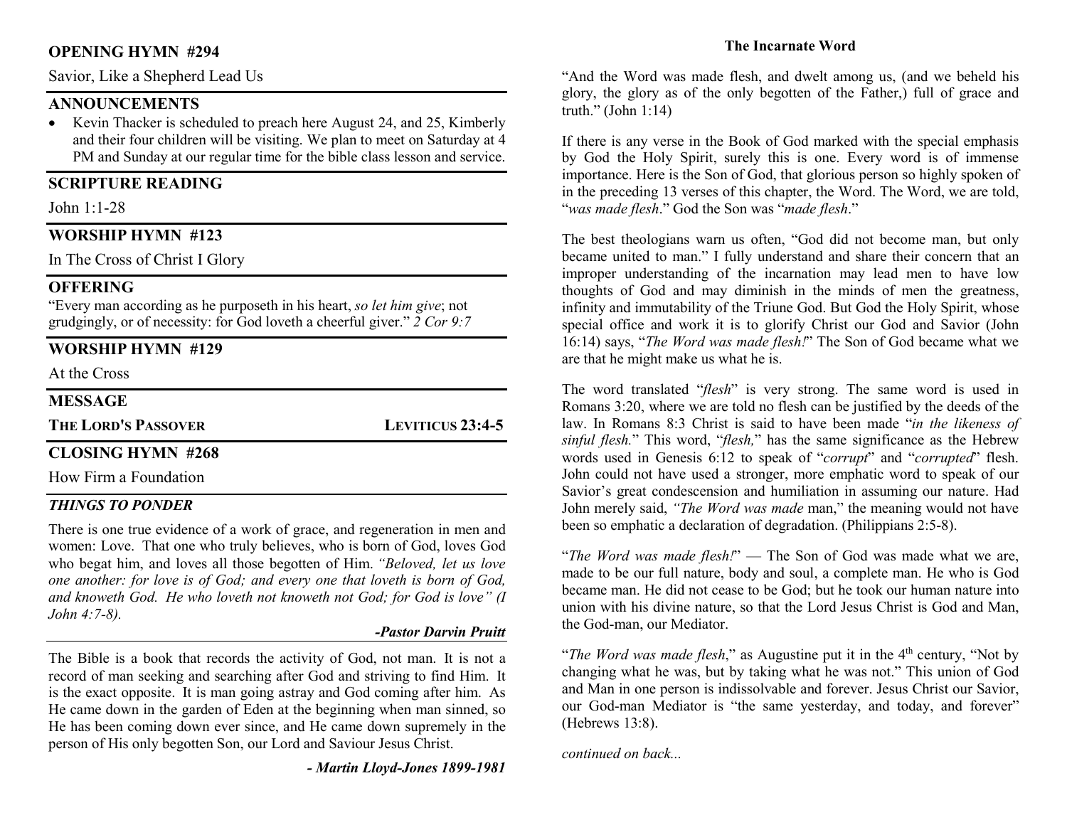## OPENING HYMN #294

Savior, Like a Shepherd Lead Us

## ANNOUNCEMENTS

- Kevin Thacker is scheduled to preach here August 24, and 25, Kimberly and their four children will be visiting. We plan to meet on Saturday at 4 PM and Sunday at our regular time for the bible class lesson and service.

## SCRIPTURE READING

John 1:1-28

## WORSHIP HYMN #123

In The Cross of Christ I Glory

## OFFERING

"Every man according as he purposeth in his heart, *so let him give*; not grudgingly, or of necessity: for God loveth a cheerful giver." *2 Cor 9:7*

## WORSHIP HYMN #129

At the Cross

## MESSAGE

**THE LORD'S PASSOVER** — **LEVITICUS 23:4-5**

## CLOSING HYMN #268

How Firm a Foundation

## *THINGS TO PONDER*

There is one true evidence of a work of grace, and regeneration in men and women: Love. That one who truly believes, who is born of God, loves God who begat him, and loves all those begotten of Him. *"Beloved, let us love one another: for love is of God; and every one that loveth is born of God, and knoweth God. He who loveth not knoweth not God; for God is love" (I John 4:7-8).*

***-Pastor Darvin Pruitt***

The Bible is a book that records the activity of God, not man. It is not a record of man seeking and searching after God and striving to find Him. It is the exact opposite. It is man going astray and God coming after him. As He came down in the garden of Eden at the beginning when man sinned, so He has been coming down ever since, and He came down supremely in the person of His only begotten Son, our Lord and Saviour Jesus Christ.

***- Martin Lloyd-Jones 1899-1981***

## The Incarnate Word

"And the Word was made flesh, and dwelt among us, (and we beheld his glory, the glory as of the only begotten of the Father,) full of grace and truth." (John 1:14)

If there is any verse in the Book of God marked with the special emphasis by God the Holy Spirit, surely this is one. Every word is of immense importance. Here is the Son of God, that glorious person so highly spoken of in the preceding 13 verses of this chapter, the Word. The Word, we are told, "*was made flesh*." God the Son was "*made flesh*."

The best theologians warn us often, "God did not become man, but only became united to man." I fully understand and share their concern that an improper understanding of the incarnation may lead men to have low thoughts of God and may diminish in the minds of men the greatness, infinity and immutability of the Triune God. But God the Holy Spirit, whose special office and work it is to glorify Christ our God and Savior (John 16:14) says, "*The Word was made flesh!*" The Son of God became what we are that he might make us what he is.

The word translated "*flesh*" is very strong. The same word is used in Romans 3:20, where we are told no flesh can be justified by the deeds of the law. In Romans 8:3 Christ is said to have been made "*in the likeness of sinful flesh.*" This word, "*flesh,*" has the same significance as the Hebrew words used in Genesis 6:12 to speak of "*corrupt*" and "*corrupted*" flesh. John could not have used a stronger, more emphatic word to speak of our Savior's great condescension and humiliation in assuming our nature. Had John merely said, *"The Word was made* man," the meaning would not have been so emphatic a declaration of degradation. (Philippians 2:5-8).

"*The Word was made flesh!*" — The Son of God was made what we are, made to be our full nature, body and soul, a complete man. He who is God became man. He did not cease to be God; but he took our human nature into union with his divine nature, so that the Lord Jesus Christ is God and Man, the God-man, our Mediator.

"*The Word was made flesh*," as Augustine put it in the 4th century, "Not by changing what he was, but by taking what he was not." This union of God and Man in one person is indissolvable and forever. Jesus Christ our Savior, our God-man Mediator is "the same yesterday, and today, and forever" (Hebrews 13:8).

*continued on back...*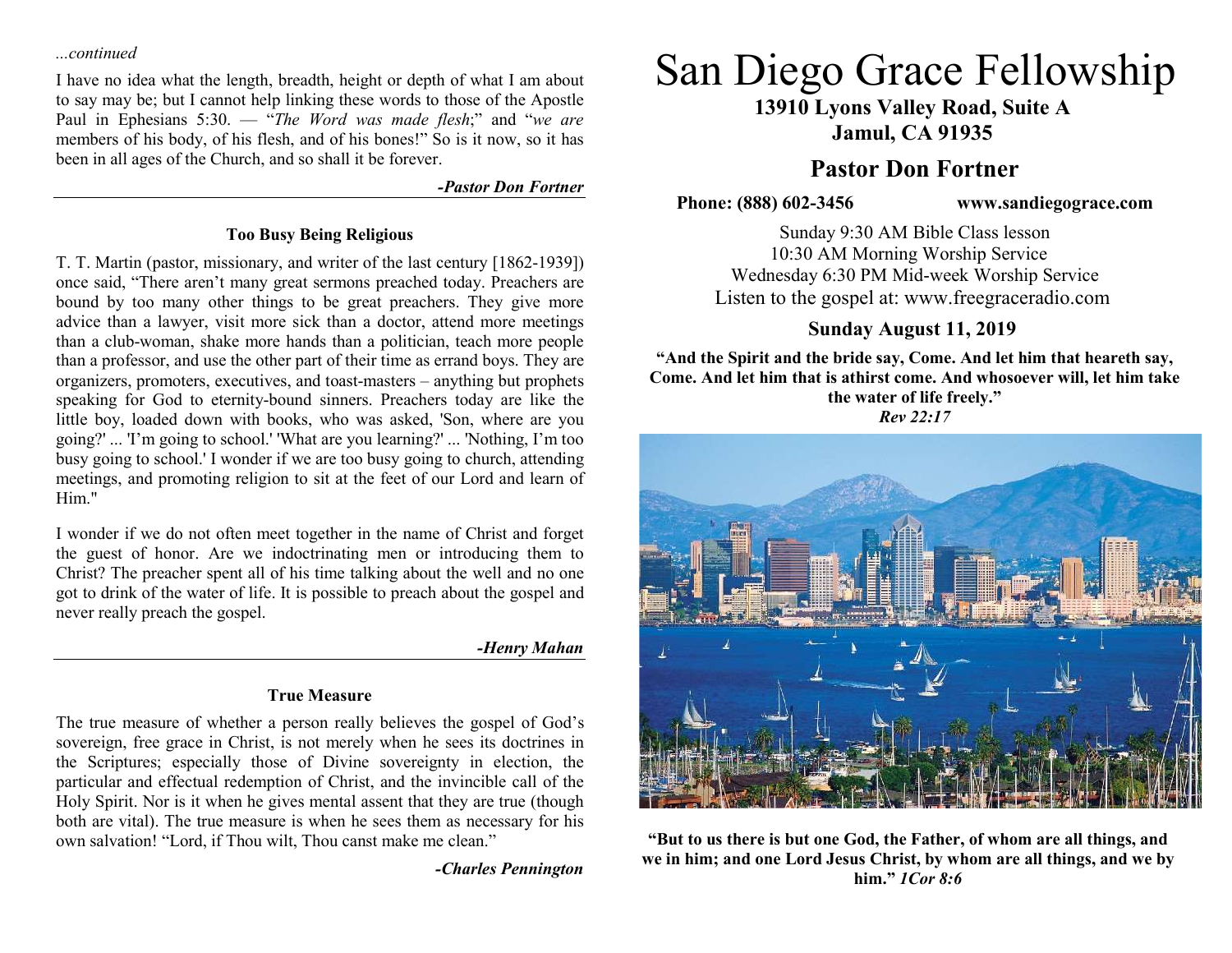*...continued*

I have no idea what the length, breadth, height or depth of what I am about to say may be; but I cannot help linking these words to those of the Apostle Paul in Ephesians 5:30. — "*The Word was made flesh*;" and "*we are* members of his body, of his flesh, and of his bones!" So is it now, so it has been in all ages of the Church, and so shall it be forever.

***-Pastor Don Fortner***

---

**Too Busy Being Religious**

T. T. Martin (pastor, missionary, and writer of the last century [1862-1939]) once said, "There aren't many great sermons preached today. Preachers are bound by too many other things to be great preachers. They give more advice than a lawyer, visit more sick than a doctor, attend more meetings than a club-woman, shake more hands than a politician, teach more people than a professor, and use the other part of their time as errand boys. They are organizers, promoters, executives, and toast-masters – anything but prophets speaking for God to eternity-bound sinners. Preachers today are like the little boy, loaded down with books, who was asked, 'Son, where are you going?' ... 'I'm going to school.' 'What are you learning?' ... 'Nothing, I'm too busy going to school.' I wonder if we are too busy going to church, attending meetings, and promoting religion to sit at the feet of our Lord and learn of Him."

I wonder if we do not often meet together in the name of Christ and forget the guest of honor. Are we indoctrinating men or introducing them to Christ? The preacher spent all of his time talking about the well and no one got to drink of the water of life. It is possible to preach about the gospel and never really preach the gospel.

***-Henry Mahan***

---

**True Measure**

The true measure of whether a person really believes the gospel of God's sovereign, free grace in Christ, is not merely when he sees its doctrines in the Scriptures; especially those of Divine sovereignty in election, the particular and effectual redemption of Christ, and the invincible call of the Holy Spirit. Nor is it when he gives mental assent that they are true (though both are vital). The true measure is when he sees them as necessary for his own salvation! "Lord, if Thou wilt, Thou canst make me clean."

***-Charles Pennington***

# San Diego Grace Fellowship

**13910 Lyons Valley Road, Suite A**
**Jamul, CA 91935**

## Pastor Don Fortner

**Phone: (888) 602-3456** **www.sandiegograce.com**

Sunday 9:30 AM Bible Class lesson
10:30 AM Morning Worship Service
Wednesday 6:30 PM Mid-week Worship Service
Listen to the gospel at: www.freegraceradio.com

### Sunday August 11, 2019

**"And the Spirit and the bride say, Come. And let him that heareth say, Come. And let him that is athirst come. And whosoever will, let him take the water of life freely."**
***Rev 22:17***

**"But to us there is but one God, the Father, of whom are all things, and we in him; and one Lord Jesus Christ, by whom are all things, and we by him."** ***1Cor 8:6***